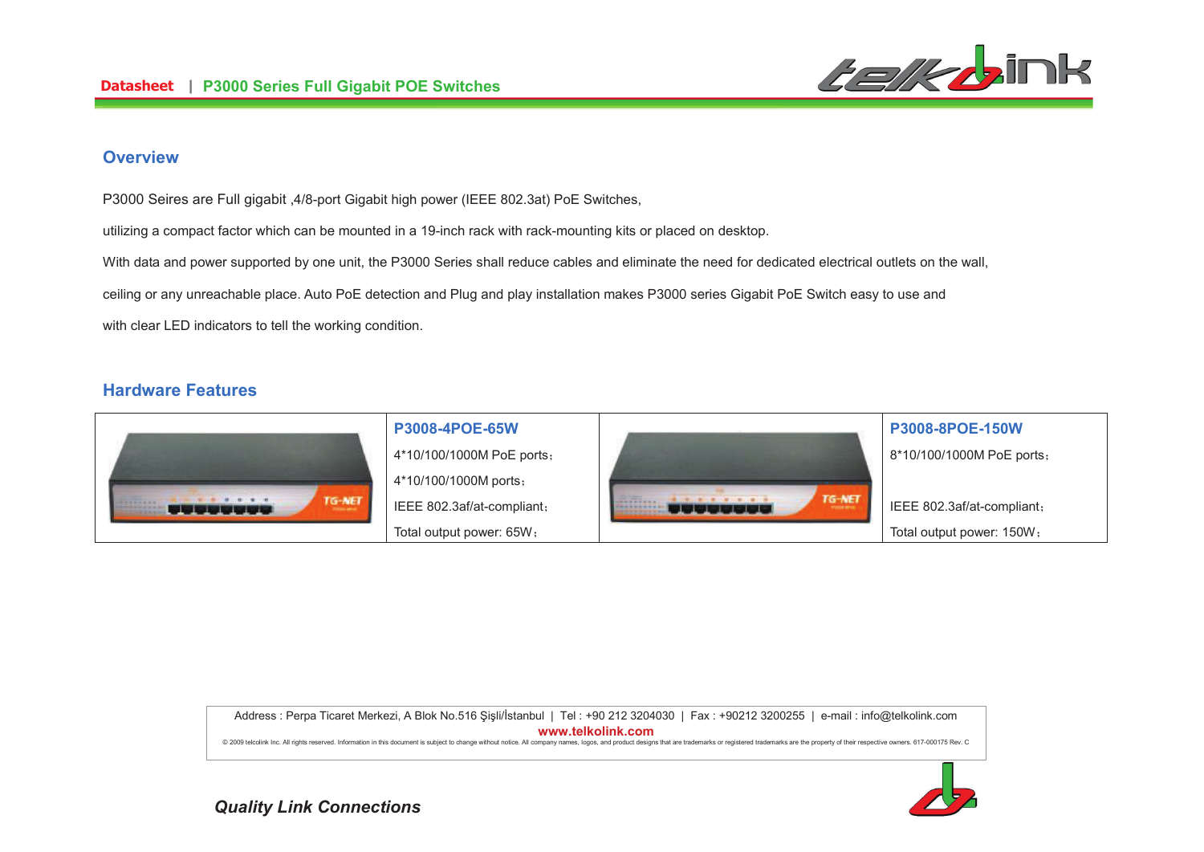## Overview

P3000 Seires are Full gigabit ,4/8-port Gigabit high power (IEEE 802.3at) PoE Switches,

utilizing a compact factor which can be mounted in a 19-inch rack with rack-mounting kits or placed on desktop.

With data and power supported by one unit, the P3000 Series shall reduce cables and eliminate the need for dedicated electrical outlets on the wall, ceiling or any unreachable place. Auto PoE detection and Plug and play installation makes P3000 series Gigabit PoE Switch easy to use and with clear LED indicators to tell the working condition.

## Hardware Features

| | P3008-4POE-65W | | P3008-8POE-150W |
|---|---|---|---|
| | 4*10/100/1000M PoE ports； | | 8*10/100/1000M PoE ports； |
| | 4*10/100/1000M ports； | | |
| | IEEE 802.3af/at-compliant； | | IEEE 802.3af/at-compliant； |
| | Total output power: 65W； | | Total output power: 150W； |

Address : Perpa Ticaret Merkezi, A Blok No.516 Şişli/İstanbul | Tel : +90 212 3204030 | Fax : +90212 3200255 | e-mail : info@telkolink.com

**www.telkolink.com**

© 2009 telcolink Inc. All rights reserved. Information in this document is subject to change without notice. All company names, logos, and product designs that are trademarks or registered trademarks are the property of their respective owners. 617-000175 Rev. C

***Quality Link Connections***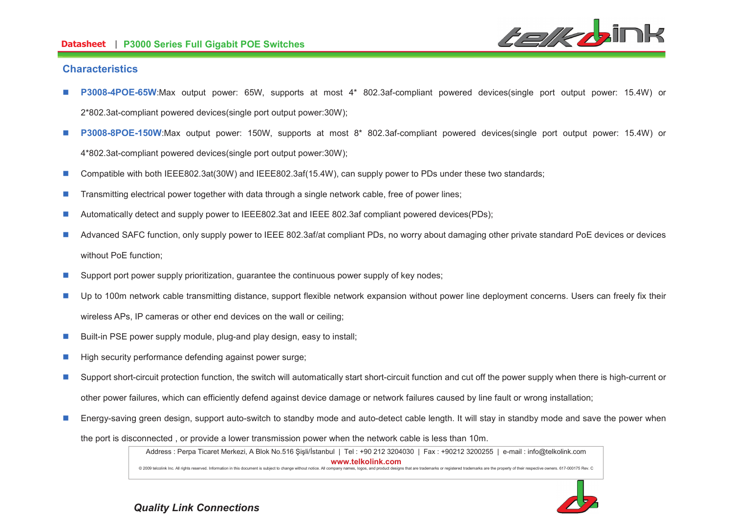## Characteristics

- **P3008-4POE-65W**:Max output power: 65W, supports at most 4* 802.3af-compliant powered devices(single port output power: 15.4W) or 2*802.3at-compliant powered devices(single port output power:30W);
- **P3008-8POE-150W**:Max output power: 150W, supports at most 8* 802.3af-compliant powered devices(single port output power: 15.4W) or 4*802.3at-compliant powered devices(single port output power:30W);
- Compatible with both IEEE802.3at(30W) and IEEE802.3af(15.4W), can supply power to PDs under these two standards;
- Transmitting electrical power together with data through a single network cable, free of power lines;
- Automatically detect and supply power to IEEE802.3at and IEEE 802.3af compliant powered devices(PDs);
- Advanced SAFC function, only supply power to IEEE 802.3af/at compliant PDs, no worry about damaging other private standard PoE devices or devices without PoE function;
- Support port power supply prioritization, guarantee the continuous power supply of key nodes;
- Up to 100m network cable transmitting distance, support flexible network expansion without power line deployment concerns. Users can freely fix their wireless APs, IP cameras or other end devices on the wall or ceiling;
- Built-in PSE power supply module, plug-and play design, easy to install;
- High security performance defending against power surge;
- Support short-circuit protection function, the switch will automatically start short-circuit function and cut off the power supply when there is high-current or other power failures, which can efficiently defend against device damage or network failures caused by line fault or wrong installation;
- Energy-saving green design, support auto-switch to standby mode and auto-detect cable length. It will stay in standby mode and save the power when the port is disconnected , or provide a lower transmission power when the network cable is less than 10m.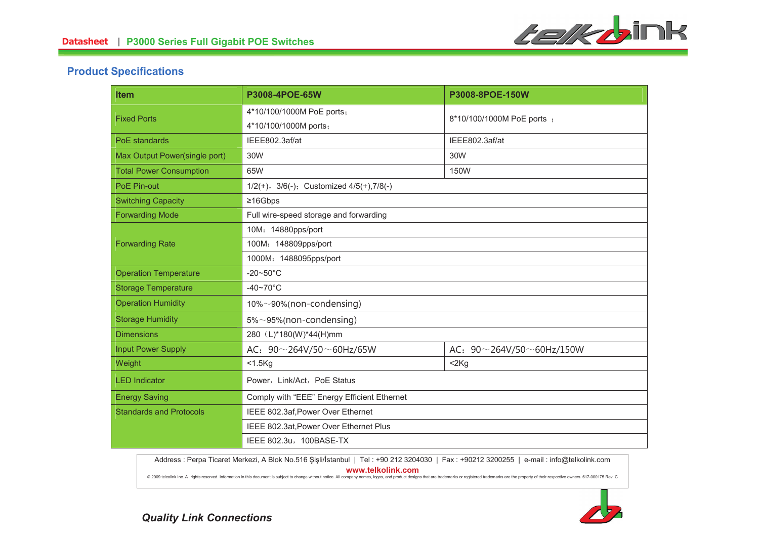## Product Specifications

| Item | P3008-4POE-65W | P3008-8POE-150W |
|---|---|---|
| Fixed Ports | 4*10/100/1000M PoE ports；<br>4*10/100/1000M ports； | 8*10/100/1000M PoE ports ； |
| PoE standards | IEEE802.3af/at | IEEE802.3af/at |
| Max Output Power(single port) | 30W | 30W |
| Total Power Consumption | 65W | 150W |
| PoE Pin-out | 1/2(+)，3/6(-)；Customized 4/5(+),7/8(-) | |
| Switching Capacity | ≥16Gbps | |
| Forwarding Mode | Full wire-speed storage and forwarding | |
| Forwarding Rate | 10M：14880pps/port | |
| | 100M：148809pps/port | |
| | 1000M：1488095pps/port | |
| Operation Temperature | -20~50°C | |
| Storage Temperature | -40~70°C | |
| Operation Humidity | 10%～90%(non-condensing) | |
| Storage Humidity | 5%～95%(non-condensing) | |
| Dimensions | 280（L)*180(W)*44(H)mm | |
| Input Power Supply | AC：90～264V/50～60Hz/65W | AC：90～264V/50～60Hz/150W |
| Weight | <1.5Kg | <2Kg |
| LED Indicator | Power，Link/Act，PoE Status | |
| Energy Saving | Comply with “EEE” Energy Efficient Ethernet | |
| Standards and Protocols | IEEE 802.3af,Power Over Ethernet | |
| | IEEE 802.3at,Power Over Ethernet Plus | |
| | IEEE 802.3u，100BASE-TX | |

Address : Perpa Ticaret Merkezi, A Blok No.516 Şişli/İstanbul | Tel : +90 212 3204030 | Fax : +90212 3200255 | e-mail : info@telkolink.com

**www.telkolink.com**

© 2009 telcolink Inc. All rights reserved. Information in this document is subject to change without notice. All company names, logos, and product designs that are trademarks or registered trademarks are the property of their respective owners. 617-000175 Rev. C

***Quality Link Connections***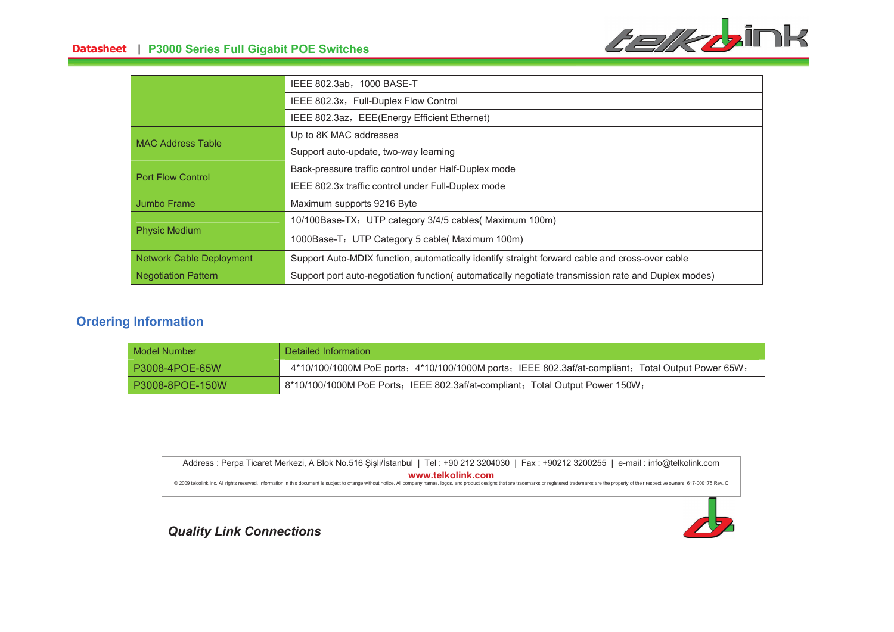| | |
|---|---|
| | IEEE 802.3ab，1000 BASE-T |
| | IEEE 802.3x，Full-Duplex Flow Control |
| | IEEE 802.3az，EEE(Energy Efficient Ethernet) |
| MAC Address Table | Up to 8K MAC addresses |
| | Support auto-update, two-way learning |
| Port Flow Control | Back-pressure traffic control under Half-Duplex mode |
| | IEEE 802.3x traffic control under Full-Duplex mode |
| Jumbo Frame | Maximum supports 9216 Byte |
| Physic Medium | 10/100Base-TX：UTP category 3/4/5 cables( Maximum 100m) |
| | 1000Base-T：UTP Category 5 cable( Maximum 100m) |
| Network Cable Deployment | Support Auto-MDIX function, automatically identify straight forward cable and cross-over cable |
| Negotiation Pattern | Support port auto-negotiation function( automatically negotiate transmission rate and Duplex modes) |

## Ordering Information

| Model Number | Detailed Information |
|---|---|
| P3008-4POE-65W | 4*10/100/1000M PoE ports；4*10/100/1000M ports；IEEE 802.3af/at-compliant；Total Output Power 65W； |
| P3008-8POE-150W | 8*10/100/1000M PoE Ports；IEEE 802.3af/at-compliant；Total Output Power 150W； |

Address : Perpa Ticaret Merkezi, A Blok No.516 Şişli/İstanbul | Tel : +90 212 3204030 | Fax : +90212 3200255 | e-mail : info@telkolink.com

**www.telkolink.com**

© 2009 telcolink Inc. All rights reserved. Information in this document is subject to change without notice. All company names, logos, and product designs that are trademarks or registered trademarks are the property of their respective owners. 617-000175 Rev. C

***Quality Link Connections***